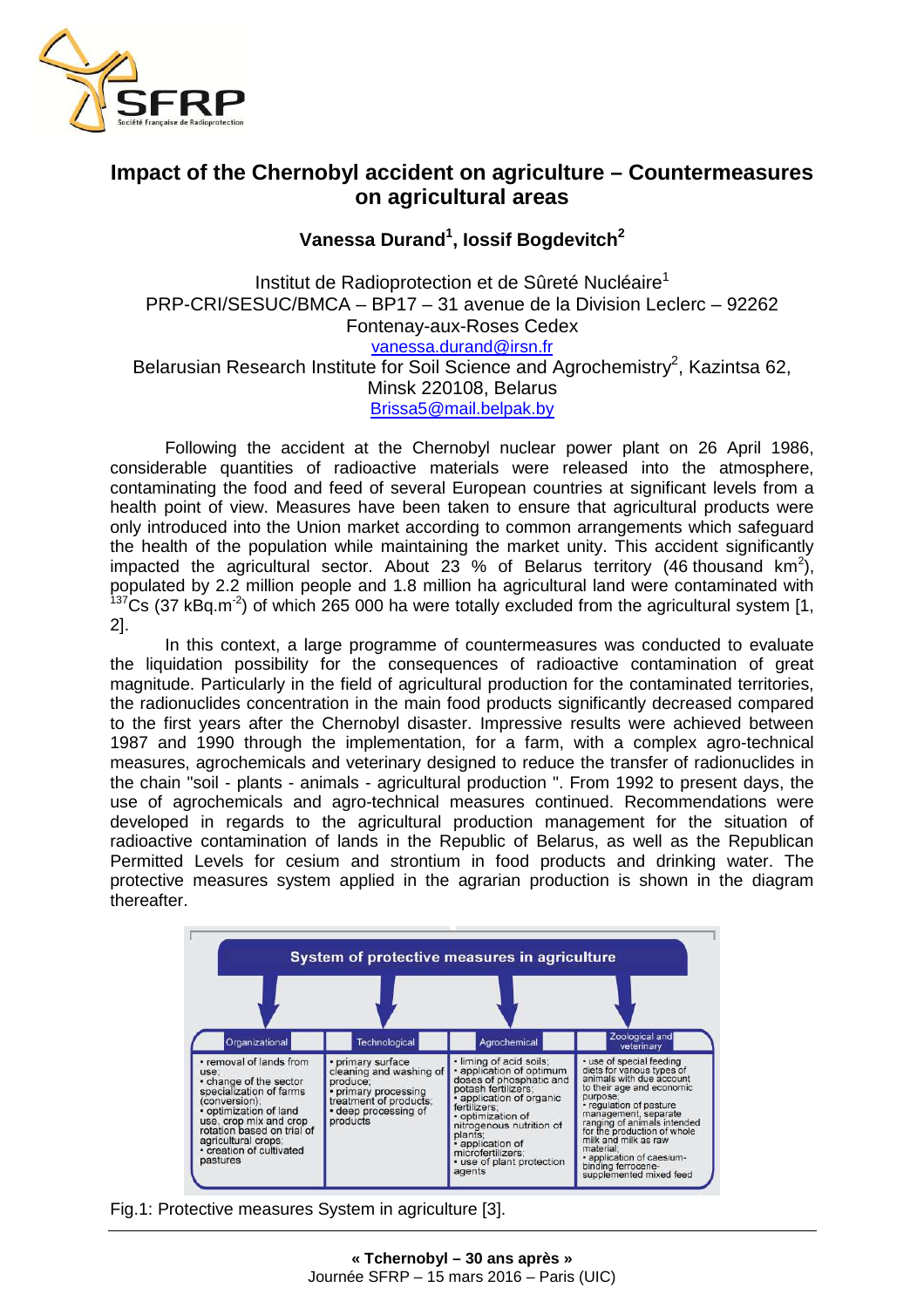# Impact of the Chernobyl accident on agriculture – Countermeasures on agricultural areas

**Vanessa Durand[1], Iossif Bogdevitch[2]**

Institut de Radioprotection et de Sûreté Nucléaire[1]
PRP-CRI/SESUC/BMCA – BP17 – 31 avenue de la Division Leclerc – 92262 Fontenay-aux-Roses Cedex
vanessa.durand@irsn.fr
Belarusian Research Institute for Soil Science and Agrochemistry[2], Kazintsa 62, Minsk 220108, Belarus
Brissa5@mail.belpak.by

Following the accident at the Chernobyl nuclear power plant on 26 April 1986, considerable quantities of radioactive materials were released into the atmosphere, contaminating the food and feed of several European countries at significant levels from a health point of view. Measures have been taken to ensure that agricultural products were only introduced into the Union market according to common arrangements which safeguard the health of the population while maintaining the market unity. This accident significantly impacted the agricultural sector. About 23 % of Belarus territory (46 thousand $km^2$), populated by 2.2 million people and 1.8 million ha agricultural land were contaminated with $^{137}Cs$ (37 $kBq.m^{-2}$) of which 265 000 ha were totally excluded from the agricultural system [1, 2].

In this context, a large programme of countermeasures was conducted to evaluate the liquidation possibility for the consequences of radioactive contamination of great magnitude. Particularly in the field of agricultural production for the contaminated territories, the radionuclides concentration in the main food products significantly decreased compared to the first years after the Chernobyl disaster. Impressive results were achieved between 1987 and 1990 through the implementation, for a farm, with a complex agro-technical measures, agrochemicals and veterinary designed to reduce the transfer of radionuclides in the chain "soil - plants - animals - agricultural production ". From 1992 to present days, the use of agrochemicals and agro-technical measures continued. Recommendations were developed in regards to the agricultural production management for the situation of radioactive contamination of lands in the Republic of Belarus, as well as the Republican Permitted Levels for cesium and strontium in food products and drinking water. The protective measures system applied in the agrarian production is shown in the diagram thereafter.

**System of protective measures in agriculture**

| Organizational | Technological | Agrochemical | Zoological and veterinary |
|---|---|---|---|
| • removal of lands from use;<br>• change of the sector specialization of farms (conversion);<br>• optimization of land use, crop mix and crop rotation based on trial of agricultural crops;<br>• creation of cultivated pastures | • primary surface cleaning and washing of produce;<br>• primary processing treatment of products;<br>• deep processing of products | • liming of acid soils;<br>• application of optimum doses of phosphatic and potash fertilizers;<br>• application of organic fertilizers;<br>• optimization of nitrogenous nutrition of plants;<br>• application of microfertilizers;<br>• use of plant protection agents | • use of special feeding diets for various types of animals with due account to their age and economic purpose;<br>• regulation of pasture management, separate ranging of animals intended for the production of whole milk and milk as raw material;<br>• application of caesium-binding ferrocene-supplemented mixed feed |

Fig.1: Protective measures System in agriculture [3].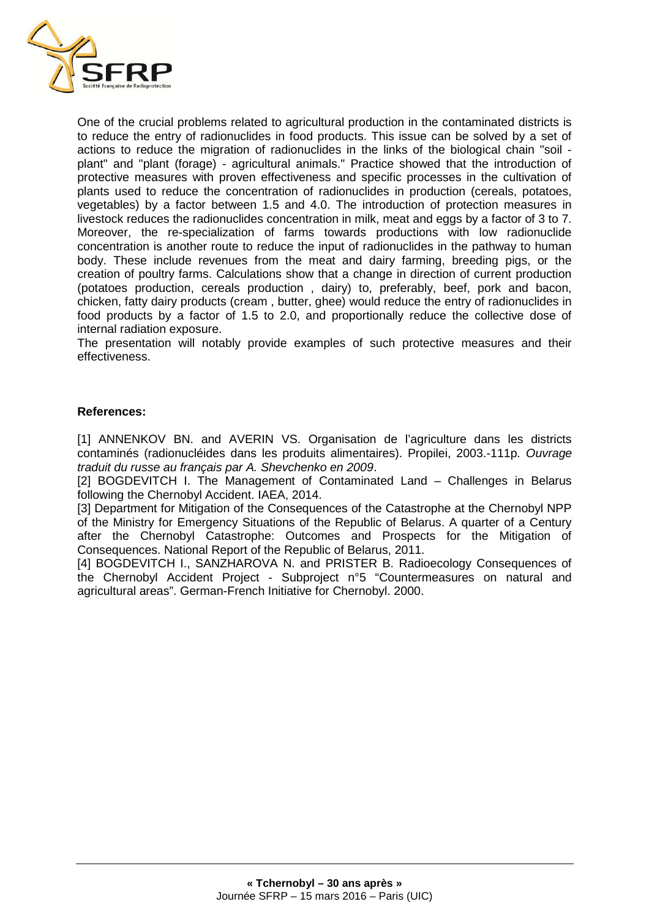One of the crucial problems related to agricultural production in the contaminated districts is to reduce the entry of radionuclides in food products. This issue can be solved by a set of actions to reduce the migration of radionuclides in the links of the biological chain "soil - plant" and "plant (forage) - agricultural animals." Practice showed that the introduction of protective measures with proven effectiveness and specific processes in the cultivation of plants used to reduce the concentration of radionuclides in production (cereals, potatoes, vegetables) by a factor between 1.5 and 4.0. The introduction of protection measures in livestock reduces the radionuclides concentration in milk, meat and eggs by a factor of 3 to 7. Moreover, the re-specialization of farms towards productions with low radionuclide concentration is another route to reduce the input of radionuclides in the pathway to human body. These include revenues from the meat and dairy farming, breeding pigs, or the creation of poultry farms. Calculations show that a change in direction of current production (potatoes production, cereals production , dairy) to, preferably, beef, pork and bacon, chicken, fatty dairy products (cream , butter, ghee) would reduce the entry of radionuclides in food products by a factor of 1.5 to 2.0, and proportionally reduce the collective dose of internal radiation exposure.

The presentation will notably provide examples of such protective measures and their effectiveness.

**References:**

[1] ANNENKOV BN. and AVERIN VS. Organisation de l'agriculture dans les districts contaminés (radionucléides dans les produits alimentaires). Propilei, 2003.-111p. *Ouvrage traduit du russe au français par A. Shevchenko en 2009*.

[2] BOGDEVITCH I. The Management of Contaminated Land – Challenges in Belarus following the Chernobyl Accident. IAEA, 2014.

[3] Department for Mitigation of the Consequences of the Catastrophe at the Chernobyl NPP of the Ministry for Emergency Situations of the Republic of Belarus. A quarter of a Century after the Chernobyl Catastrophe: Outcomes and Prospects for the Mitigation of Consequences. National Report of the Republic of Belarus, 2011.

[4] BOGDEVITCH I., SANZHAROVA N. and PRISTER B. Radioecology Consequences of the Chernobyl Accident Project - Subproject n°5 "Countermeasures on natural and agricultural areas". German-French Initiative for Chernobyl. 2000.